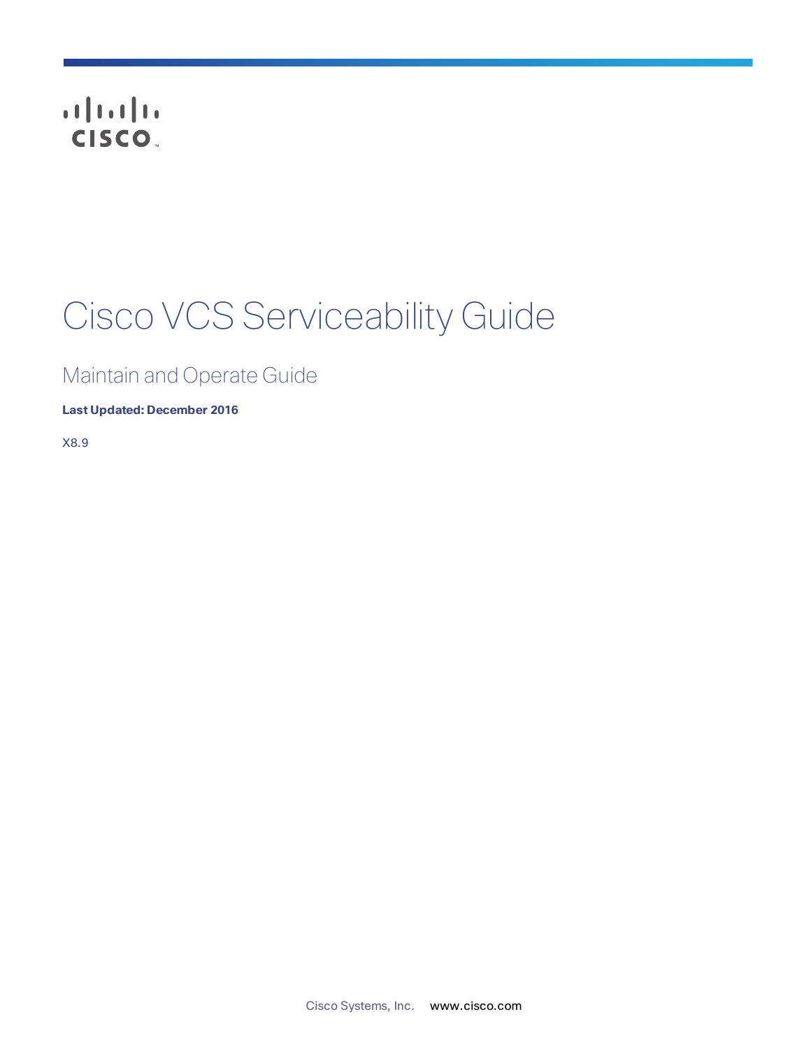# Cisco VCS Serviceability Guide

## Maintain and Operate Guide

**Last Updated: December 2016**

X8.9

Cisco Systems, Inc. www.cisco.com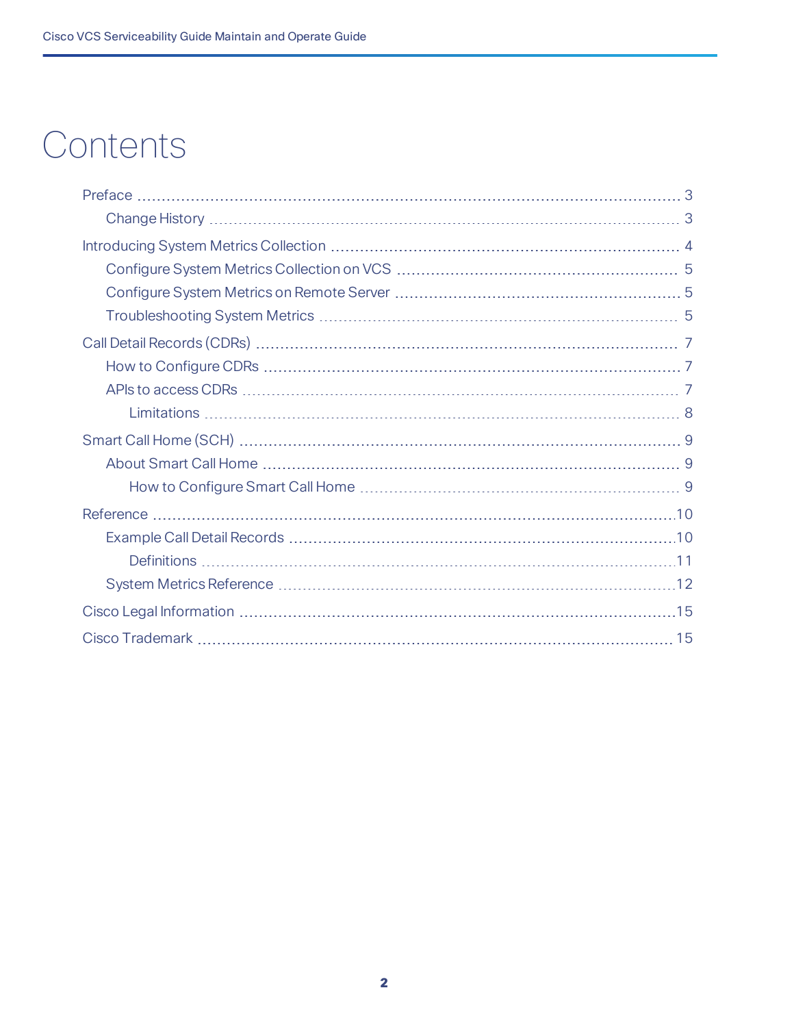# Contents

- Preface ... 3
  - Change History ... 3
- Introducing System Metrics Collection ... 4
  - Configure System Metrics Collection on VCS ... 5
  - Configure System Metrics on Remote Server ... 5
  - Troubleshooting System Metrics ... 5
- Call Detail Records (CDRs) ... 7
  - How to Configure CDRs ... 7
  - APIs to access CDRs ... 7
    - Limitations ... 8
- Smart Call Home (SCH) ... 9
  - About Smart Call Home ... 9
    - How to Configure Smart Call Home ... 9
- Reference ... 10
  - Example Call Detail Records ... 10
    - Definitions ... 11
  - System Metrics Reference ... 12
- Cisco Legal Information ... 15
- Cisco Trademark ... 15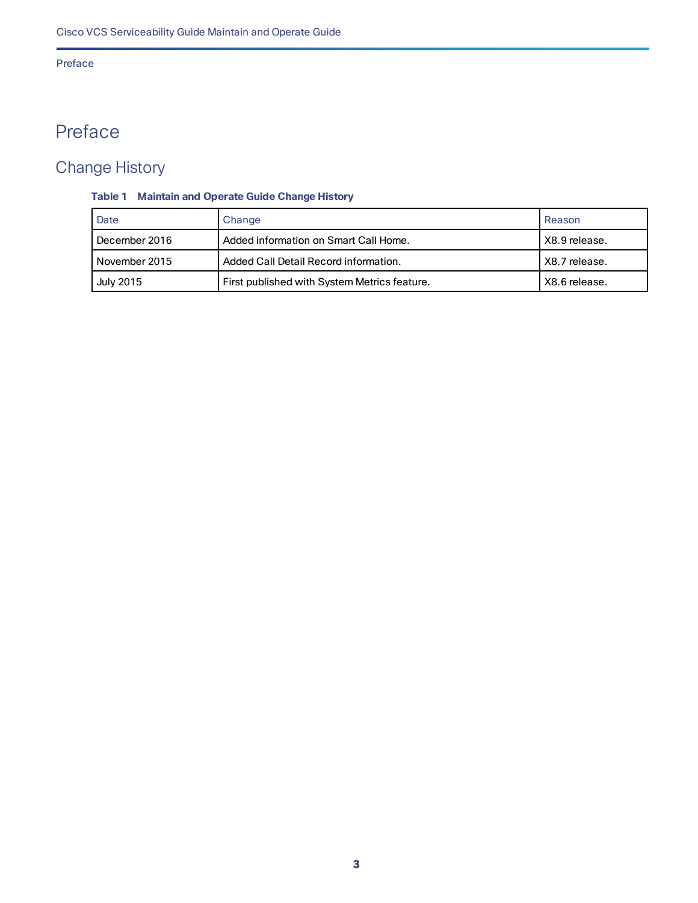# Preface

## Change History

**Table 1 Maintain and Operate Guide Change History**

| Date | Change | Reason |
|---|---|---|
| December 2016 | Added information on Smart Call Home. | X8.9 release. |
| November 2015 | Added Call Detail Record information. | X8.7 release. |
| July 2015 | First published with System Metrics feature. | X8.6 release. |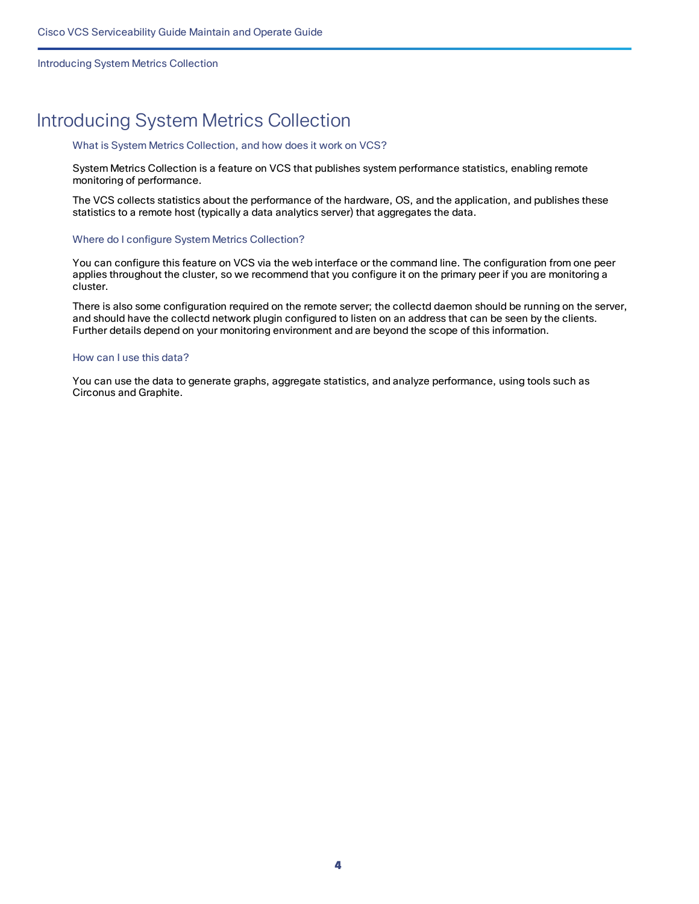# Introducing System Metrics Collection

### What is System Metrics Collection, and how does it work on VCS?

System Metrics Collection is a feature on VCS that publishes system performance statistics, enabling remote monitoring of performance.

The VCS collects statistics about the performance of the hardware, OS, and the application, and publishes these statistics to a remote host (typically a data analytics server) that aggregates the data.

### Where do I configure System Metrics Collection?

You can configure this feature on VCS via the web interface or the command line. The configuration from one peer applies throughout the cluster, so we recommend that you configure it on the primary peer if you are monitoring a cluster.

There is also some configuration required on the remote server; the collectd daemon should be running on the server, and should have the collectd network plugin configured to listen on an address that can be seen by the clients. Further details depend on your monitoring environment and are beyond the scope of this information.

### How can I use this data?

You can use the data to generate graphs, aggregate statistics, and analyze performance, using tools such as Circonus and Graphite.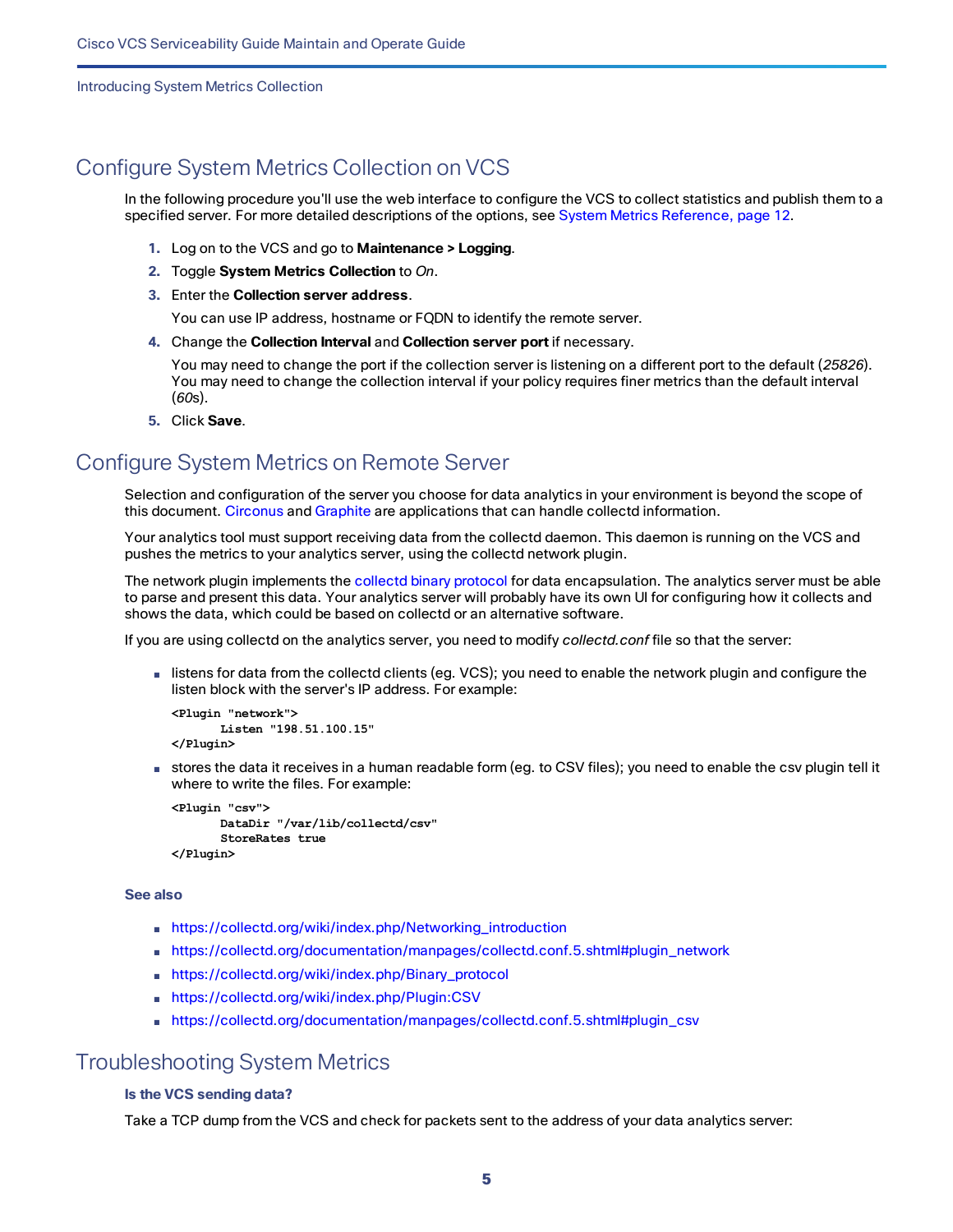## Configure System Metrics Collection on VCS

In the following procedure you'll use the web interface to configure the VCS to collect statistics and publish them to a specified server. For more detailed descriptions of the options, see System Metrics Reference, page 12.

1. Log on to the VCS and go to **Maintenance > Logging**.
2. Toggle **System Metrics Collection** to *On*.
3. Enter the **Collection server address**.

   You can use IP address, hostname or FQDN to identify the remote server.
4. Change the **Collection Interval** and **Collection server port** if necessary.

   You may need to change the port if the collection server is listening on a different port to the default (*25826*). You may need to change the collection interval if your policy requires finer metrics than the default interval (*60*s).
5. Click **Save**.

## Configure System Metrics on Remote Server

Selection and configuration of the server you choose for data analytics in your environment is beyond the scope of this document. Circonus and Graphite are applications that can handle collectd information.

Your analytics tool must support receiving data from the collectd daemon. This daemon is running on the VCS and pushes the metrics to your analytics server, using the collectd network plugin.

The network plugin implements the collectd binary protocol for data encapsulation. The analytics server must be able to parse and present this data. Your analytics server will probably have its own UI for configuring how it collects and shows the data, which could be based on collectd or an alternative software.

If you are using collectd on the analytics server, you need to modify *collectd.conf* file so that the server:

- listens for data from the collectd clients (eg. VCS); you need to enable the network plugin and configure the listen block with the server's IP address. For example:

```
<Plugin "network">
        Listen "198.51.100.15"
</Plugin>
```

- stores the data it receives in a human readable form (eg. to CSV files); you need to enable the csv plugin tell it where to write the files. For example:

```
<Plugin "csv">
        DataDir "/var/lib/collectd/csv"
        StoreRates true
</Plugin>
```

**See also**

- https://collectd.org/wiki/index.php/Networking_introduction
- https://collectd.org/documentation/manpages/collectd.conf.5.shtml#plugin_network
- https://collectd.org/wiki/index.php/Binary_protocol
- https://collectd.org/wiki/index.php/Plugin:CSV
- https://collectd.org/documentation/manpages/collectd.conf.5.shtml#plugin_csv

## Troubleshooting System Metrics

**Is the VCS sending data?**

Take a TCP dump from the VCS and check for packets sent to the address of your data analytics server: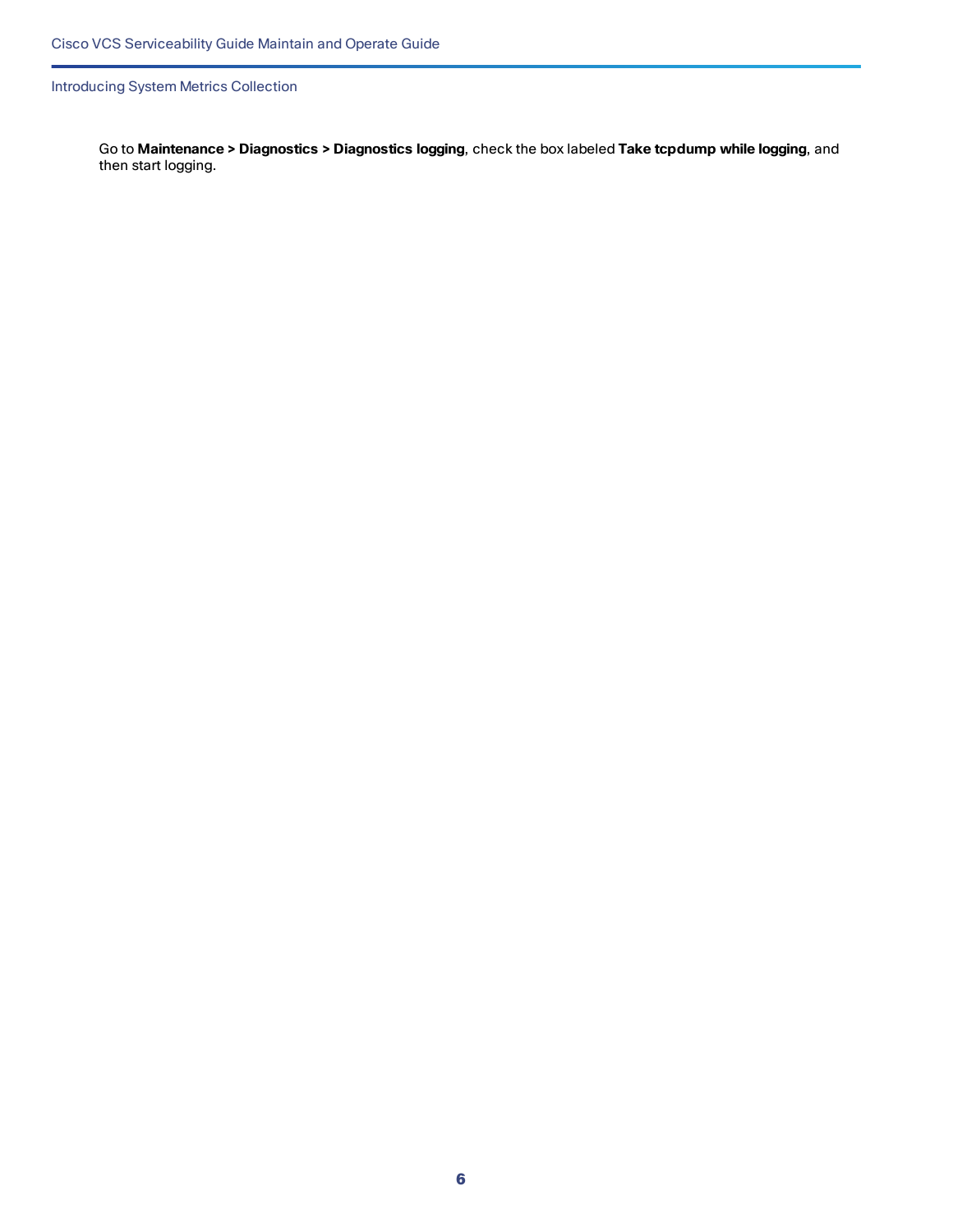Go to **Maintenance > Diagnostics > Diagnostics logging**, check the box labeled **Take tcpdump while logging**, and then start logging.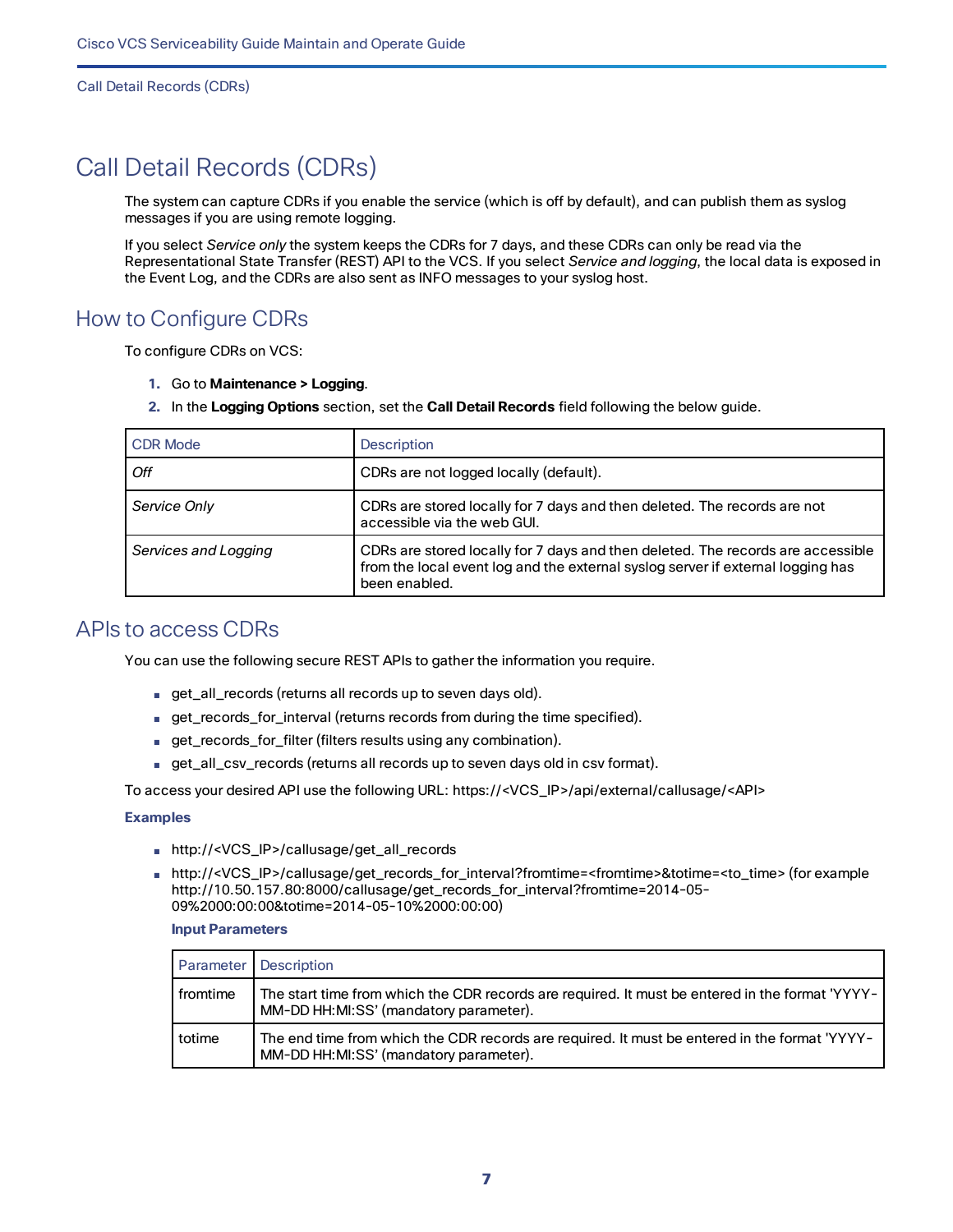# Call Detail Records (CDRs)

The system can capture CDRs if you enable the service (which is off by default), and can publish them as syslog messages if you are using remote logging.

If you select *Service only* the system keeps the CDRs for 7 days, and these CDRs can only be read via the Representational State Transfer (REST) API to the VCS. If you select *Service and logging*, the local data is exposed in the Event Log, and the CDRs are also sent as INFO messages to your syslog host.

## How to Configure CDRs

To configure CDRs on VCS:

1. Go to **Maintenance > Logging**.
2. In the **Logging Options** section, set the **Call Detail Records** field following the below guide.

| CDR Mode | Description |
|---|---|
| *Off* | CDRs are not logged locally (default). |
| *Service Only* | CDRs are stored locally for 7 days and then deleted. The records are not accessible via the web GUI. |
| *Services and Logging* | CDRs are stored locally for 7 days and then deleted. The records are accessible from the local event log and the external syslog server if external logging has been enabled. |

## APIs to access CDRs

You can use the following secure REST APIs to gather the information you require.

- get_all_records (returns all records up to seven days old).
- get_records_for_interval (returns records from during the time specified).
- get_records_for_filter (filters results using any combination).
- get_all_csv_records (returns all records up to seven days old in csv format).

To access your desired API use the following URL: https://<VCS_IP>/api/external/callusage/<API>

**Examples**

- http://<VCS_IP>/callusage/get_all_records
- http://<VCS_IP>/callusage/get_records_for_interval?fromtime=<fromtime>&totime=<to_time> (for example http://10.50.157.80:8000/callusage/get_records_for_interval?fromtime=2014-05-09%2000:00:00&totime=2014-05-10%2000:00:00)

  **Input Parameters**

  | Parameter | Description |
  |---|---|
  | fromtime | The start time from which the CDR records are required. It must be entered in the format 'YYYY-MM-DD HH:MI:SS' (mandatory parameter). |
  | totime | The end time from which the CDR records are required. It must be entered in the format 'YYYY-MM-DD HH:MI:SS' (mandatory parameter). |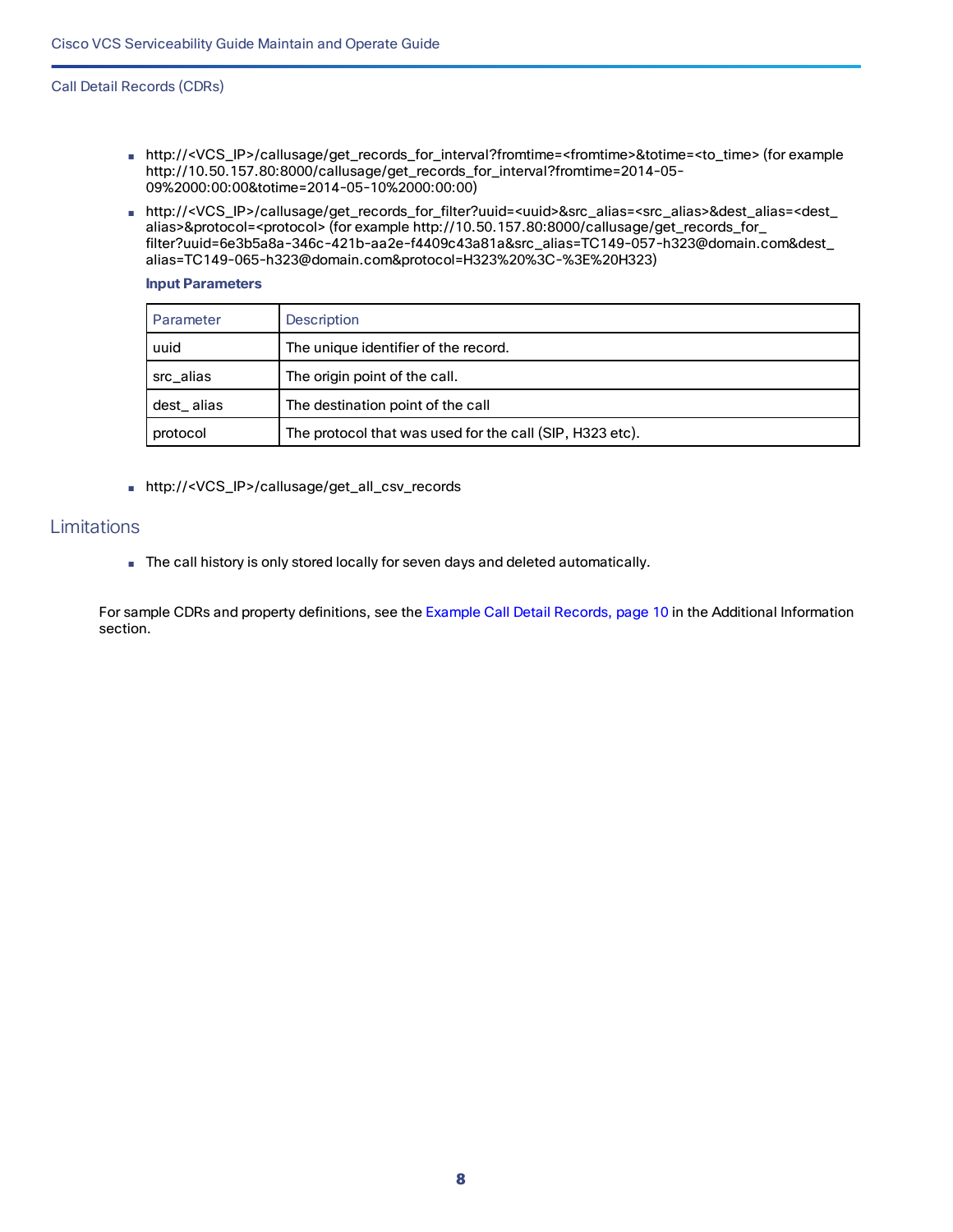- http://<VCS_IP>/callusage/get_records_for_interval?fromtime=<fromtime>&totime=<to_time> (for example http://10.50.157.80:8000/callusage/get_records_for_interval?fromtime=2014-05-09%2000:00:00&totime=2014-05-10%2000:00:00)
- http://<VCS_IP>/callusage/get_records_for_filter?uuid=<uuid>&src_alias=<src_alias>&dest_alias=<dest_alias>&protocol=<protocol> (for example http://10.50.157.80:8000/callusage/get_records_for_filter?uuid=6e3b5a8a-346c-421b-aa2e-f4409c43a81a&src_alias=TC149-057-h323@domain.com&dest_alias=TC149-065-h323@domain.com&protocol=H323%20%3C-%3E%20H323)

**Input Parameters**

| Parameter | Description |
|---|---|
| uuid | The unique identifier of the record. |
| src_alias | The origin point of the call. |
| dest_ alias | The destination point of the call |
| protocol | The protocol that was used for the call (SIP, H323 etc). |

- http://<VCS_IP>/callusage/get_all_csv_records

## Limitations

- The call history is only stored locally for seven days and deleted automatically.

For sample CDRs and property definitions, see the Example Call Detail Records, page 10 in the Additional Information section.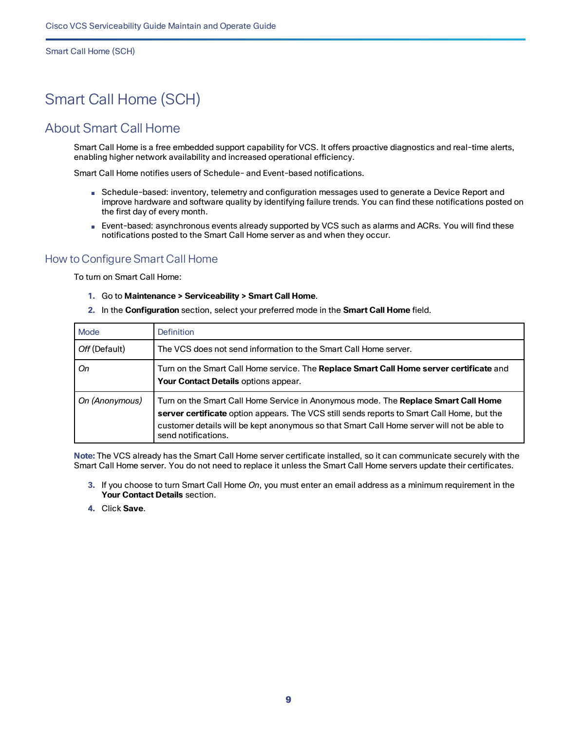# Smart Call Home (SCH)

## About Smart Call Home

Smart Call Home is a free embedded support capability for VCS. It offers proactive diagnostics and real-time alerts, enabling higher network availability and increased operational efficiency.

Smart Call Home notifies users of Schedule- and Event-based notifications.

- Schedule-based: inventory, telemetry and configuration messages used to generate a Device Report and improve hardware and software quality by identifying failure trends. You can find these notifications posted on the first day of every month.
- Event-based: asynchronous events already supported by VCS such as alarms and ACRs. You will find these notifications posted to the Smart Call Home server as and when they occur.

### How to Configure Smart Call Home

To turn on Smart Call Home:

1. Go to **Maintenance > Serviceability > Smart Call Home**.
2. In the **Configuration** section, select your preferred mode in the **Smart Call Home** field.

| Mode | Definition |
|---|---|
| *Off* (Default) | The VCS does not send information to the Smart Call Home server. |
| *On* | Turn on the Smart Call Home service. The **Replace Smart Call Home server certificate** and **Your Contact Details** options appear. |
| *On (Anonymous)* | Turn on the Smart Call Home Service in Anonymous mode. The **Replace Smart Call Home server certificate** option appears. The VCS still sends reports to Smart Call Home, but the customer details will be kept anonymous so that Smart Call Home server will not be able to send notifications. |

**Note:** The VCS already has the Smart Call Home server certificate installed, so it can communicate securely with the Smart Call Home server. You do not need to replace it unless the Smart Call Home servers update their certificates.

3. If you choose to turn Smart Call Home *On*, you must enter an email address as a minimum requirement in the **Your Contact Details** section.
4. Click **Save**.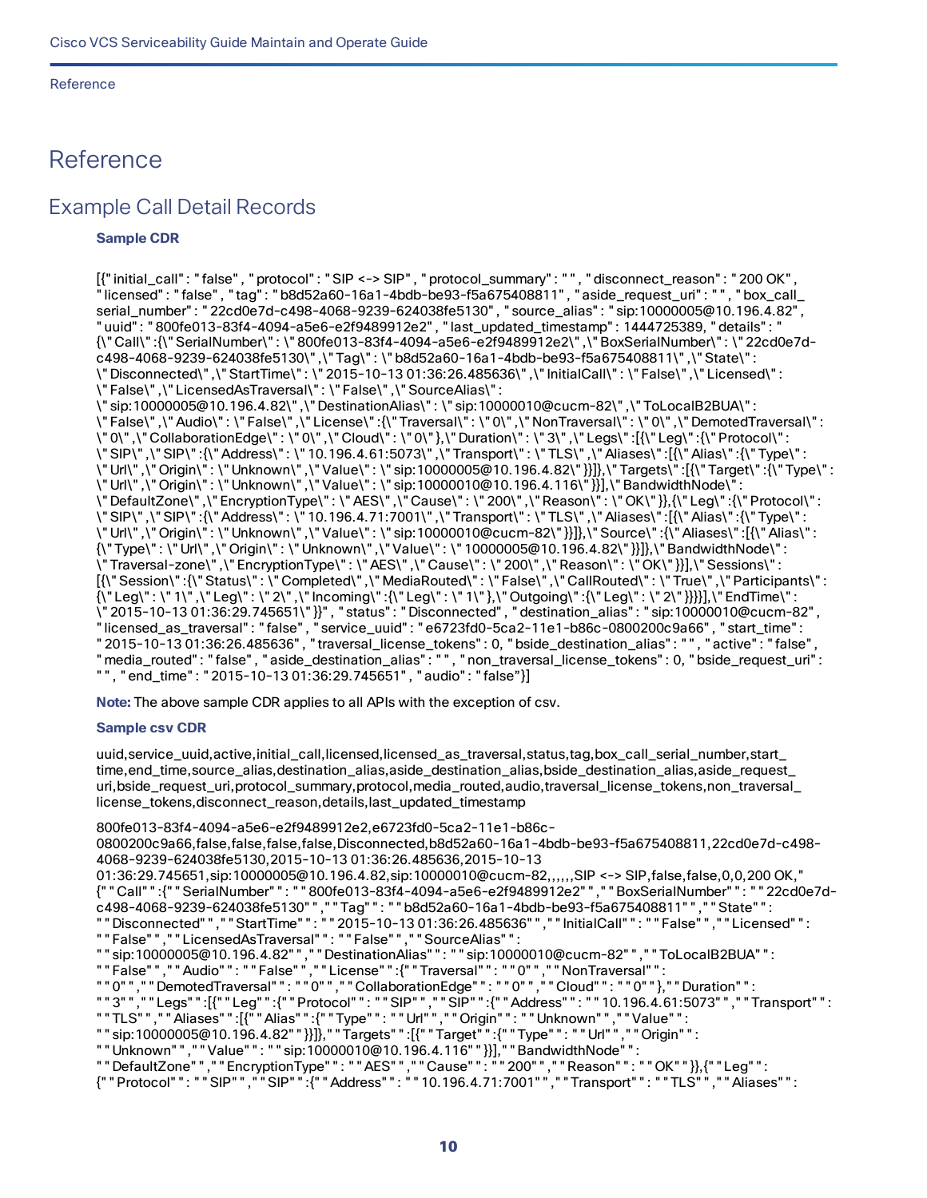# Reference

## Example Call Detail Records

**Sample CDR**

[{" initial_call" : " false" , " protocol" : " SIP <-> SIP" , " protocol_summary" : " " , " disconnect_reason" : " 200 OK" , " licensed" : " false" , " tag" : " b8d52a60-16a1-4bdb-be93-f5a675408811" , " aside_request_uri" : " " , " box_call_serial_number" : " 22cd0e7d-c498-4068-9239-624038fe5130" , " source_alias" : " sip:10000005@10.196.4.82" , " uuid" : " 800fe013-83f4-4094-a5e6-e2f9489912e2" , " last_updated_timestamp" : 1444725389, " details" : " {\" Call\" :{\" SerialNumber\" : \" 800fe013-83f4-4094-a5e6-e2f9489912e2\" ,\" BoxSerialNumber\" : \" 22cd0e7d-c498-4068-9239-624038fe5130\" ,\" Tag\" : \" b8d52a60-16a1-4bdb-be93-f5a675408811\" ,\" State\" : \" Disconnected\" ,\" StartTime\" : \" 2015-10-13 01:36:26.485636\" ,\" InitialCall\" : \" False\" ,\" Licensed\" : \" False\" ,\" LicensedAsTraversal\" : \" False\" ,\" SourceAlias\" : \" sip:10000005@10.196.4.82\" ,\" DestinationAlias\" : \" sip:10000010@cucm-82\" ,\" ToLocalB2BUA\" : \" False\" ,\" Audio\" : \" False\" ,\" License\" :{\" Traversal\" : \" 0\" ,\" NonTraversal\" : \" 0\" ,\" DemotedTraversal\" : \" 0\" ,\" CollaborationEdge\" : \" 0\" ,\" Cloud\" : \" 0\" },\" Duration\" : \" 3\" ,\" Legs\" :[{\" Leg\" :{\" Protocol\" : \" SIP\" ,\" SIP\" :{\" Address\" : \" 10.196.4.61:5073\" ,\" Transport\" : \" TLS\" ,\" Aliases\" :[{\" Alias\" :{\" Type\" : \" Url\" ,\" Origin\" : \" Unknown\" ,\" Value\" : \" sip:10000005@10.196.4.82\" }}]},\" Targets\" :[{\" Target\" :{\" Type\" : \" Url\" ,\" Origin\" : \" Unknown\" ,\" Value\" : \" sip:10000010@10.196.4.116\" }}],\" BandwidthNode\" : \" DefaultZone\" ,\" EncryptionType\" : \" AES\" ,\" Cause\" : \" 200\" ,\" Reason\" : \" OK\" }},{\" Leg\" :{\" Protocol\" : \" SIP\" ,\" SIP\" :{\" Address\" : \" 10.196.4.71:7001\" ,\" Transport\" : \" TLS\" ,\" Aliases\" :[{\" Alias\" :{\" Type\" : \" Url\" ,\" Origin\" : \" Unknown\" ,\" Value\" : \" sip:10000010@cucm-82\" }}]},\" Source\" :{\" Aliases\" :[{\" Alias\" : {\" Type\" : \" Url\" ,\" Origin\" : \" Unknown\" ,\" Value\" : \" 10000005@10.196.4.82\" }}]},\" BandwidthNode\" : \" Traversal-zone\" ,\" EncryptionType\" : \" AES\" ,\" Cause\" : \" 200\" ,\" Reason\" : \" OK\" }}],\" Sessions\" : [{\" Session\" :{\" Status\" : \" Completed\" ,\" MediaRouted\" : \" False\" ,\" CallRouted\" : \" True\" ,\" Participants\" : {\" Leg\" : \" 1\" ,\" Leg\" : \" 2\" ,\" Incoming\" :{\" Leg\" : \" 1\" },\" Outgoing\" :{\" Leg\" : \" 2\" }}}}],\" EndTime\" : \" 2015-10-13 01:36:29.745651\" }}" , " status" : " Disconnected" , " destination_alias" : " sip:10000010@cucm-82" , " licensed_as_traversal" : " false" , " service_uuid" : " e6723fd0-5ca2-11e1-b86c-0800200c9a66" , " start_time" : " 2015-10-13 01:36:26.485636" , " traversal_license_tokens" : 0, " bside_destination_alias" : " " , " active" : " false" , " media_routed" : " false" , " aside_destination_alias" : " " , " non_traversal_license_tokens" : 0, " bside_request_uri" : " " , " end_time" : " 2015-10-13 01:36:29.745651" , " audio" : " false"}]

**Note:** The above sample CDR applies to all APIs with the exception of csv.

**Sample csv CDR**

uuid,service_uuid,active,initial_call,licensed,licensed_as_traversal,status,tag,box_call_serial_number,start_time,end_time,source_alias,destination_alias,aside_destination_alias,bside_destination_alias,aside_request_uri,bside_request_uri,protocol_summary,protocol,media_routed,audio,traversal_license_tokens,non_traversal_license_tokens,disconnect_reason,details,last_updated_timestamp

800fe013-83f4-4094-a5e6-e2f9489912e2,e6723fd0-5ca2-11e1-b86c-0800200c9a66,false,false,false,false,Disconnected,b8d52a60-16a1-4bdb-be93-f5a675408811,22cd0e7d-c498-4068-9239-624038fe5130,2015-10-13 01:36:26.485636,2015-10-13 01:36:29.745651,sip:10000005@10.196.4.82,sip:10000010@cucm-82,,,,,,SIP <-> SIP,false,false,0,0,200 OK," {" " Call" " :{" " SerialNumber" " : " " 800fe013-83f4-4094-a5e6-e2f9489912e2" " ," " BoxSerialNumber" " : " " 22cd0e7d-c498-4068-9239-624038fe5130" " ," " Tag" " : " " b8d52a60-16a1-4bdb-be93-f5a675408811" " ," " State" " : " " Disconnected" " ," " StartTime" " : " " 2015-10-13 01:36:26.485636" " ," " InitialCall" " : " " False" " ," " Licensed" " : " " False" " ," " LicensedAsTraversal" " : " " False" " ," " SourceAlias" " : " " sip:10000005@10.196.4.82" " ," " DestinationAlias" " : " " sip:10000010@cucm-82" " ," " ToLocalB2BUA" " : " " False" " ," " Audio" " : " " False" " ," " License" " :{" " Traversal" " : " " 0" " ," " NonTraversal" " : " " 0" " ," " DemotedTraversal" " : " " 0" " ," " CollaborationEdge" " : " " 0" " ," " Cloud" " : " " 0" " }," " Duration" " : " " 3" " ," " Legs" " :[{" " Leg" " :{" " Protocol" " : " " SIP" " ," " SIP" " :{" " Address" " : " " 10.196.4.61:5073" " ," " Transport" " : " " TLS" " ," " Aliases" " :[{" " Alias" " :{" " Type" " : " " Url" " ," " Origin" " : " " Unknown" " ," " Value" " : " " sip:10000005@10.196.4.82" " }}]}," " Targets" " :[{" " Target" " :{" " Type" " : " " Url" " ," " Origin" " : " " Unknown" " ," " Value" " : " " sip:10000010@10.196.4.116" " }}]," " BandwidthNode" " : " " DefaultZone" " ," " EncryptionType" " : " " AES" " ," " Cause" " : " " 200" " ," " Reason" " : " " OK" " }},{" " Leg" " : {" " Protocol" " : " " SIP" " ," " SIP" " :{" " Address" " : " " 10.196.4.71:7001" " ," " Transport" " : " " TLS" " ," " Aliases" " :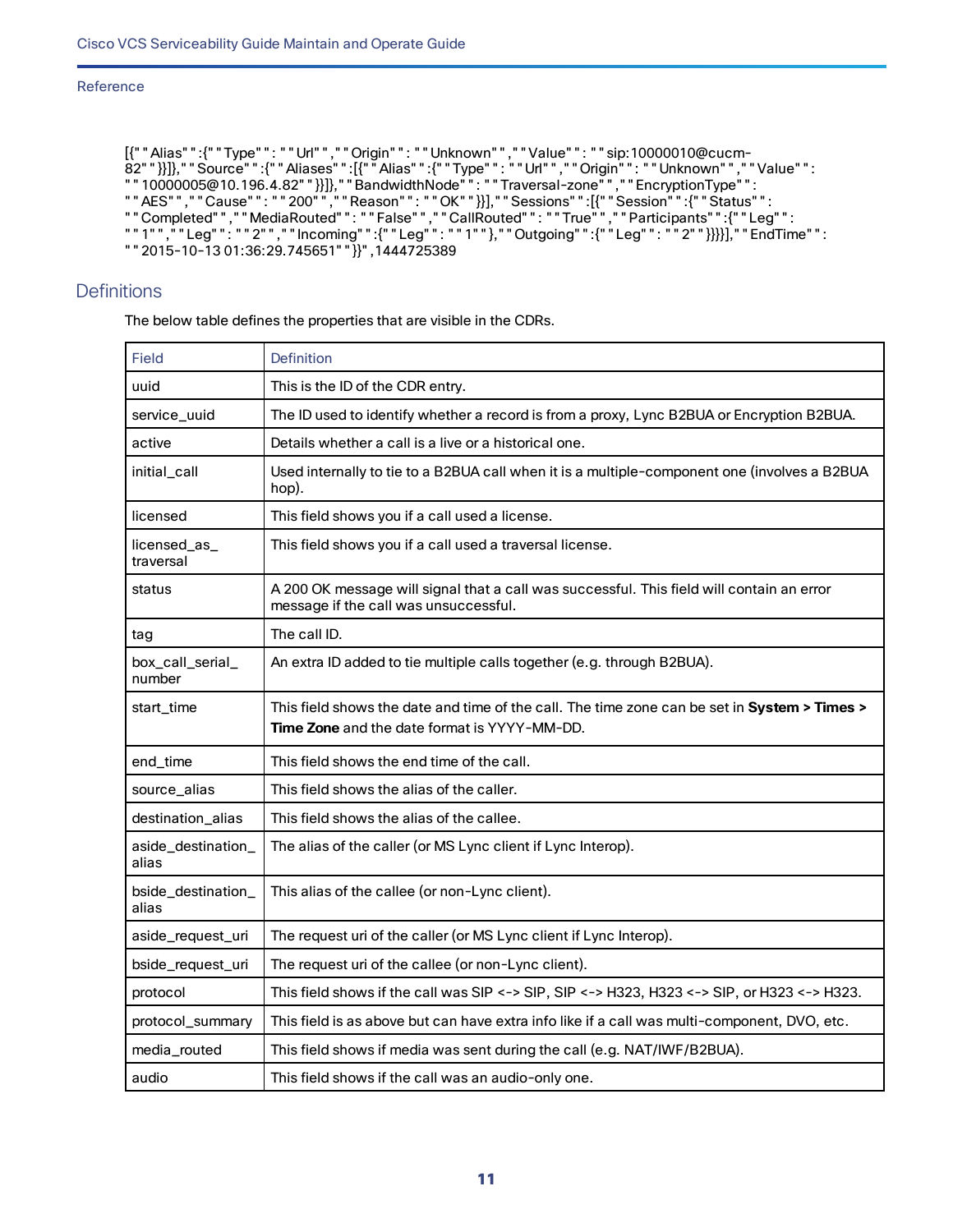```
[{""Alias"":{""Type"":""Url"",""Origin"":""Unknown"",""Value"":""sip:10000010@cucm-82""}}]},""Source"":{""Aliases"":[{""Alias"":{""Type"":""Url"",""Origin"":""Unknown"",""Value"":
""10000005@10.196.4.82""}}]},""BandwidthNode"":""Traversal-zone"",""EncryptionType"":
""AES"",""Cause"":""200"",""Reason"":""OK""}}],""Sessions"":[{""Session"":{""Status"":
""Completed"",""MediaRouted"":""False"",""CallRouted"":""True"",""Participants"":{""Leg"":
""1"",""Leg"":""2"",""Incoming"":{""Leg"":""1""},""Outgoing"":{""Leg"":""2""}}}}],""EndTime"":
""2015-10-13 01:36:29.745651""}}",1444725389
```

## Definitions

The below table defines the properties that are visible in the CDRs.

| Field | Definition |
| --- | --- |
| uuid | This is the ID of the CDR entry. |
| service_uuid | The ID used to identify whether a record is from a proxy, Lync B2BUA or Encryption B2BUA. |
| active | Details whether a call is a live or a historical one. |
| initial_call | Used internally to tie to a B2BUA call when it is a multiple-component one (involves a B2BUA hop). |
| licensed | This field shows you if a call used a license. |
| licensed_as_traversal | This field shows you if a call used a traversal license. |
| status | A 200 OK message will signal that a call was successful. This field will contain an error message if the call was unsuccessful. |
| tag | The call ID. |
| box_call_serial_number | An extra ID added to tie multiple calls together (e.g. through B2BUA). |
| start_time | This field shows the date and time of the call. The time zone can be set in **System > Times > Time Zone** and the date format is YYYY-MM-DD. |
| end_time | This field shows the end time of the call. |
| source_alias | This field shows the alias of the caller. |
| destination_alias | This field shows the alias of the callee. |
| aside_destination_alias | The alias of the caller (or MS Lync client if Lync Interop). |
| bside_destination_alias | This alias of the callee (or non-Lync client). |
| aside_request_uri | The request uri of the caller (or MS Lync client if Lync Interop). |
| bside_request_uri | The request uri of the callee (or non-Lync client). |
| protocol | This field shows if the call was SIP <-> SIP, SIP <-> H323, H323 <-> SIP, or H323 <-> H323. |
| protocol_summary | This field is as above but can have extra info like if a call was multi-component, DVO, etc. |
| media_routed | This field shows if media was sent during the call (e.g. NAT/IWF/B2BUA). |
| audio | This field shows if the call was an audio-only one. |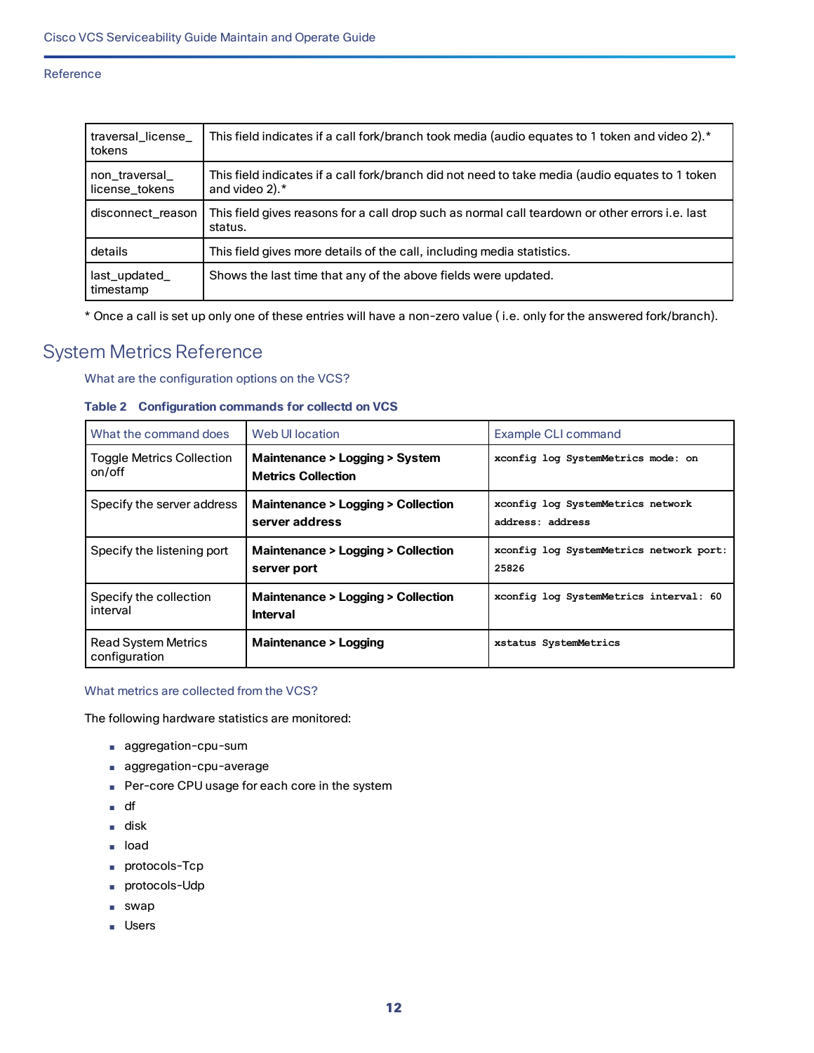| traversal_license_tokens | This field indicates if a call fork/branch took media (audio equates to 1 token and video 2).* |
|---|---|
| non_traversal_license_tokens | This field indicates if a call fork/branch did not need to take media (audio equates to 1 token and video 2).* |
| disconnect_reason | This field gives reasons for a call drop such as normal call teardown or other errors i.e. last status. |
| details | This field gives more details of the call, including media statistics. |
| last_updated_timestamp | Shows the last time that any of the above fields were updated. |

* Once a call is set up only one of these entries will have a non-zero value ( i.e. only for the answered fork/branch).

# System Metrics Reference

### What are the configuration options on the VCS?

**Table 2 Configuration commands for collectd on VCS**

| What the command does | Web UI location | Example CLI command |
|---|---|---|
| Toggle Metrics Collection on/off | **Maintenance > Logging > System Metrics Collection** | `xconfig log SystemMetrics mode: on` |
| Specify the server address | **Maintenance > Logging > Collection server address** | `xconfig log SystemMetrics network address: address` |
| Specify the listening port | **Maintenance > Logging > Collection server port** | `xconfig log SystemMetrics network port: 25826` |
| Specify the collection interval | **Maintenance > Logging > Collection Interval** | `xconfig log SystemMetrics interval: 60` |
| Read System Metrics configuration | **Maintenance > Logging** | `xstatus SystemMetrics` |

### What metrics are collected from the VCS?

The following hardware statistics are monitored:

- aggregation-cpu-sum
- aggregation-cpu-average
- Per-core CPU usage for each core in the system
- df
- disk
- load
- protocols-Tcp
- protocols-Udp
- swap
- Users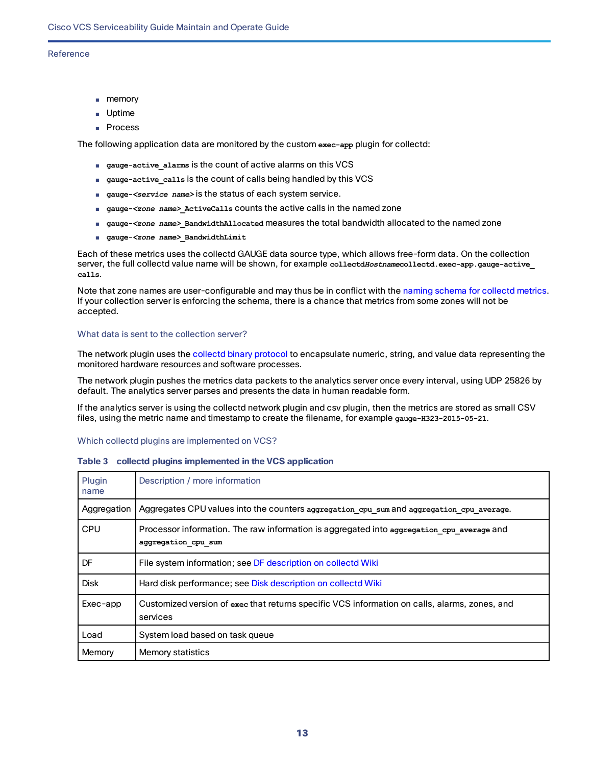- memory
- Uptime
- Process

The following application data are monitored by the custom `exec-app` plugin for collectd:

- `gauge-active_alarms` is the count of active alarms on this VCS
- `gauge-active_calls` is the count of calls being handled by this VCS
- `gauge-<service name>` is the status of each system service.
- `gauge-<zone name>_ActiveCalls` counts the active calls in the named zone
- `gauge-<zone name>_BandwidthAllocated` measures the total bandwidth allocated to the named zone
- `gauge-<zone name>_BandwidthLimit`

Each of these metrics uses the collectd GAUGE data source type, which allows free-form data. On the collection server, the full collectd value name will be shown, for example `collectdHostnamecollectd.exec-app.gauge-active_calls`.

Note that zone names are user-configurable and may thus be in conflict with the naming schema for collectd metrics. If your collection server is enforcing the schema, there is a chance that metrics from some zones will not be accepted.

### What data is sent to the collection server?

The network plugin uses the collectd binary protocol to encapsulate numeric, string, and value data representing the monitored hardware resources and software processes.

The network plugin pushes the metrics data packets to the analytics server once every interval, using UDP 25826 by default. The analytics server parses and presents the data in human readable form.

If the analytics server is using the collectd network plugin and csv plugin, then the metrics are stored as small CSV files, using the metric name and timestamp to create the filename, for example `gauge-H323-2015-05-21`.

### Which collectd plugins are implemented on VCS?

**Table 3 collectd plugins implemented in the VCS application**

| Plugin name | Description / more information |
|---|---|
| Aggregation | Aggregates CPU values into the counters `aggregation_cpu_sum` and `aggregation_cpu_average`. |
| CPU | Processor information. The raw information is aggregated into `aggregation_cpu_average` and `aggregation_cpu_sum` |
| DF | File system information; see DF description on collectd Wiki |
| Disk | Hard disk performance; see Disk description on collectd Wiki |
| Exec-app | Customized version of `exec` that returns specific VCS information on calls, alarms, zones, and services |
| Load | System load based on task queue |
| Memory | Memory statistics |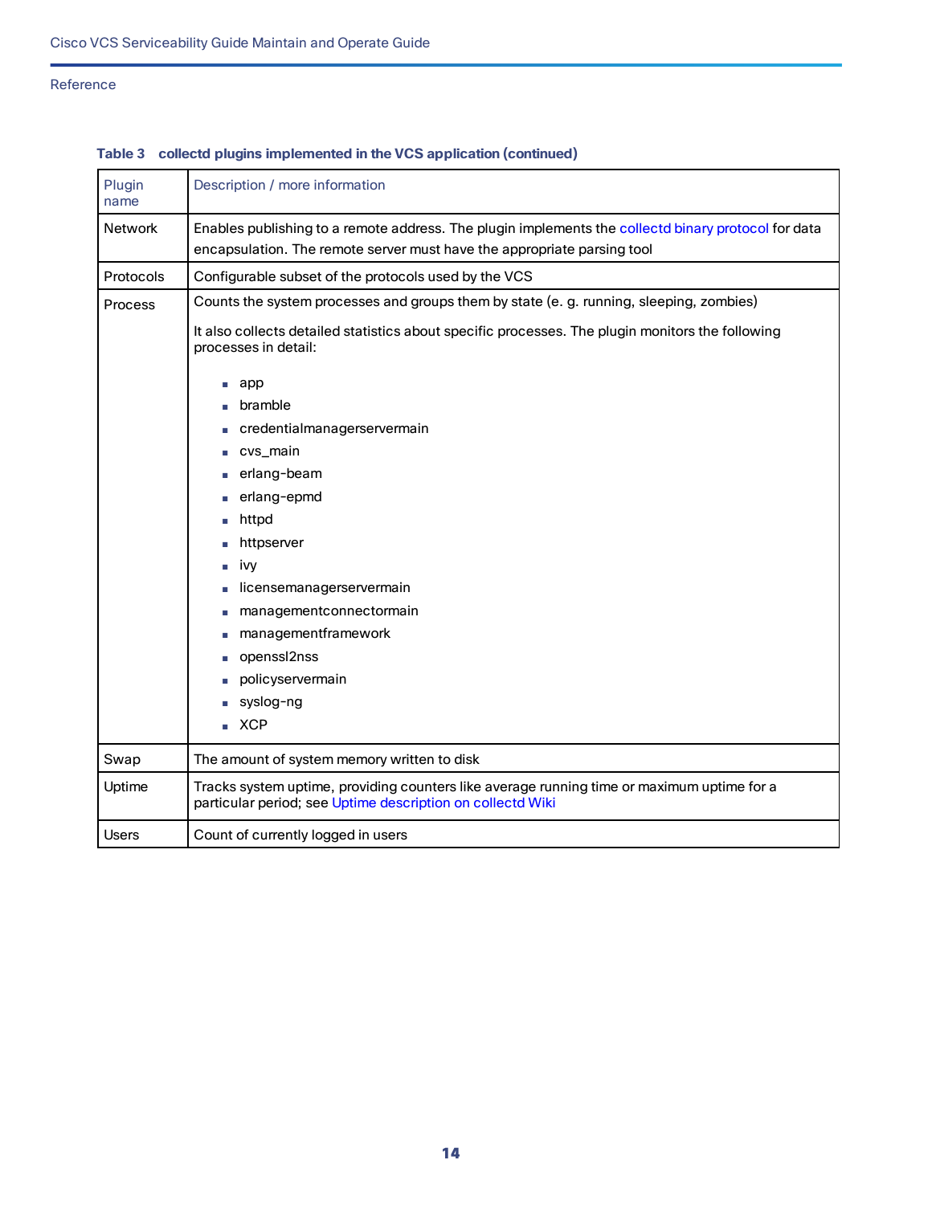**Table 3 collectd plugins implemented in the VCS application (continued)**

| Plugin name | Description / more information |
|---|---|
| Network | Enables publishing to a remote address. The plugin implements the collectd binary protocol for data encapsulation. The remote server must have the appropriate parsing tool |
| Protocols | Configurable subset of the protocols used by the VCS |
| Process | Counts the system processes and groups them by state (e. g. running, sleeping, zombies)<br><br>It also collects detailed statistics about specific processes. The plugin monitors the following processes in detail:<br><br>▪ app<br>▪ bramble<br>▪ credentialmanagerservermain<br>▪ cvs_main<br>▪ erlang-beam<br>▪ erlang-epmd<br>▪ httpd<br>▪ httpserver<br>▪ ivy<br>▪ licensemanagerservermain<br>▪ managementconnectormain<br>▪ managementframework<br>▪ openssl2nss<br>▪ policyservermain<br>▪ syslog-ng<br>▪ XCP |
| Swap | The amount of system memory written to disk |
| Uptime | Tracks system uptime, providing counters like average running time or maximum uptime for a particular period; see Uptime description on collectd Wiki |
| Users | Count of currently logged in users |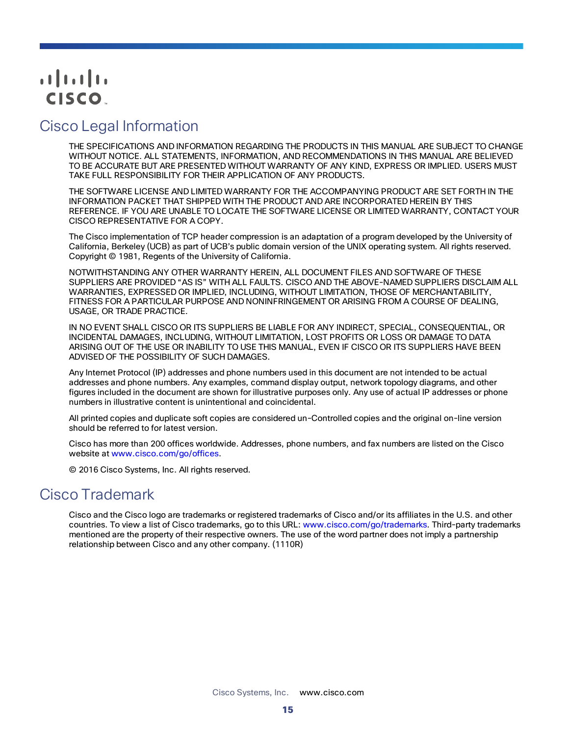# Cisco Legal Information

THE SPECIFICATIONS AND INFORMATION REGARDING THE PRODUCTS IN THIS MANUAL ARE SUBJECT TO CHANGE WITHOUT NOTICE. ALL STATEMENTS, INFORMATION, AND RECOMMENDATIONS IN THIS MANUAL ARE BELIEVED TO BE ACCURATE BUT ARE PRESENTED WITHOUT WARRANTY OF ANY KIND, EXPRESS OR IMPLIED. USERS MUST TAKE FULL RESPONSIBILITY FOR THEIR APPLICATION OF ANY PRODUCTS.

THE SOFTWARE LICENSE AND LIMITED WARRANTY FOR THE ACCOMPANYING PRODUCT ARE SET FORTH IN THE INFORMATION PACKET THAT SHIPPED WITH THE PRODUCT AND ARE INCORPORATED HEREIN BY THIS REFERENCE. IF YOU ARE UNABLE TO LOCATE THE SOFTWARE LICENSE OR LIMITED WARRANTY, CONTACT YOUR CISCO REPRESENTATIVE FOR A COPY.

The Cisco implementation of TCP header compression is an adaptation of a program developed by the University of California, Berkeley (UCB) as part of UCB's public domain version of the UNIX operating system. All rights reserved. Copyright © 1981, Regents of the University of California.

NOTWITHSTANDING ANY OTHER WARRANTY HEREIN, ALL DOCUMENT FILES AND SOFTWARE OF THESE SUPPLIERS ARE PROVIDED "AS IS" WITH ALL FAULTS. CISCO AND THE ABOVE-NAMED SUPPLIERS DISCLAIM ALL WARRANTIES, EXPRESSED OR IMPLIED, INCLUDING, WITHOUT LIMITATION, THOSE OF MERCHANTABILITY, FITNESS FOR A PARTICULAR PURPOSE AND NONINFRINGEMENT OR ARISING FROM A COURSE OF DEALING, USAGE, OR TRADE PRACTICE.

IN NO EVENT SHALL CISCO OR ITS SUPPLIERS BE LIABLE FOR ANY INDIRECT, SPECIAL, CONSEQUENTIAL, OR INCIDENTAL DAMAGES, INCLUDING, WITHOUT LIMITATION, LOST PROFITS OR LOSS OR DAMAGE TO DATA ARISING OUT OF THE USE OR INABILITY TO USE THIS MANUAL, EVEN IF CISCO OR ITS SUPPLIERS HAVE BEEN ADVISED OF THE POSSIBILITY OF SUCH DAMAGES.

Any Internet Protocol (IP) addresses and phone numbers used in this document are not intended to be actual addresses and phone numbers. Any examples, command display output, network topology diagrams, and other figures included in the document are shown for illustrative purposes only. Any use of actual IP addresses or phone numbers in illustrative content is unintentional and coincidental.

All printed copies and duplicate soft copies are considered un-Controlled copies and the original on-line version should be referred to for latest version.

Cisco has more than 200 offices worldwide. Addresses, phone numbers, and fax numbers are listed on the Cisco website at www.cisco.com/go/offices.

© 2016 Cisco Systems, Inc. All rights reserved.

# Cisco Trademark

Cisco and the Cisco logo are trademarks or registered trademarks of Cisco and/or its affiliates in the U.S. and other countries. To view a list of Cisco trademarks, go to this URL: www.cisco.com/go/trademarks. Third-party trademarks mentioned are the property of their respective owners. The use of the word partner does not imply a partnership relationship between Cisco and any other company. (1110R)